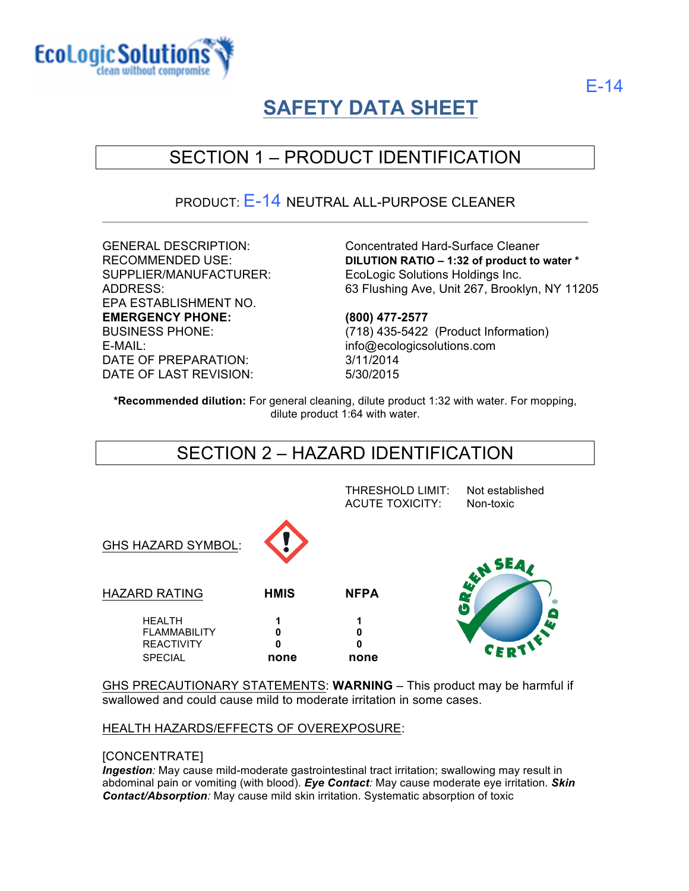E-14

# SAFETY DATA SHEET

## SECTION 1 – PRODUCT IDENTIFICATION

PRODUCT: E-14 NEUTRAL ALL-PURPOSE CLEANER

| | |
|---|---|
| GENERAL DESCRIPTION: | Concentrated Hard-Surface Cleaner |
| RECOMMENDED USE: | **DILUTION RATIO – 1:32 of product to water *** |
| SUPPLIER/MANUFACTURER: | EcoLogic Solutions Holdings Inc. |
| ADDRESS: | 63 Flushing Ave, Unit 267, Brooklyn, NY 11205 |
| EPA ESTABLISHMENT NO. | |
| **EMERGENCY PHONE:** | **(800) 477-2577** |
| BUSINESS PHONE: | (718) 435-5422 (Product Information) |
| E-MAIL: | info@ecologicsolutions.com |
| DATE OF PREPARATION: | 3/11/2014 |
| DATE OF LAST REVISION: | 5/30/2015 |

***Recommended dilution:** For general cleaning, dilute product 1:32 with water. For mopping, dilute product 1:64 with water.

## SECTION 2 – HAZARD IDENTIFICATION

THRESHOLD LIMIT: Not established
ACUTE TOXICITY: Non-toxic

GHS HAZARD SYMBOL:

| HAZARD RATING | HMIS | NFPA |
|---|---|---|
| HEALTH | 1 | 1 |
| FLAMMABILITY | 0 | 0 |
| REACTIVITY | 0 | 0 |
| SPECIAL | none | none |

GREEN SEAL CERTIFIED®

GHS PRECAUTIONARY STATEMENTS: **WARNING** – This product may be harmful if swallowed and could cause mild to moderate irritation in some cases.

HEALTH HAZARDS/EFFECTS OF OVEREXPOSURE:

[CONCENTRATE]

***Ingestion***: May cause mild-moderate gastrointestinal tract irritation; swallowing may result in abdominal pain or vomiting (with blood). ***Eye Contact***: May cause moderate eye irritation. ***Skin Contact/Absorption***: May cause mild skin irritation. Systematic absorption of toxic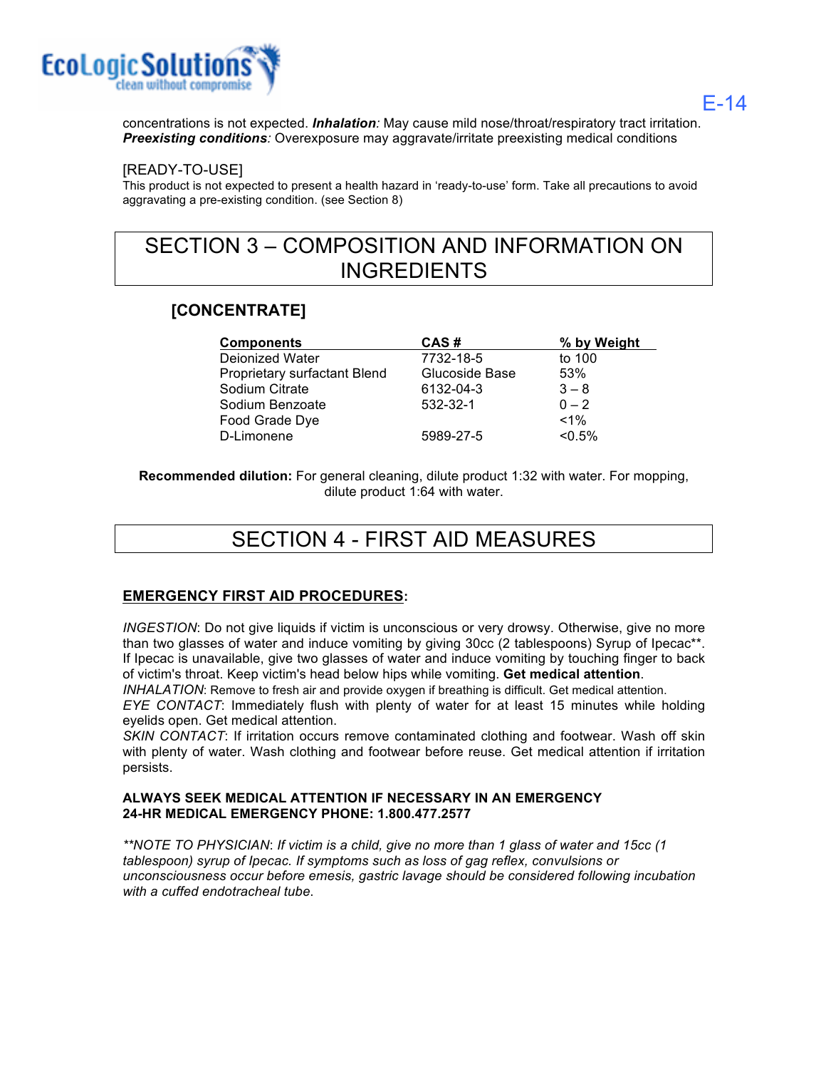concentrations is not expected. ***Inhalation**:* May cause mild nose/throat/respiratory tract irritation. ***Preexisting conditions**:* Overexposure may aggravate/irritate preexisting medical conditions

[READY-TO-USE]

This product is not expected to present a health hazard in 'ready-to-use' form. Take all precautions to avoid aggravating a pre-existing condition. (see Section 8)

# SECTION 3 – COMPOSITION AND INFORMATION ON INGREDIENTS

## [CONCENTRATE]

| Components | CAS # | % by Weight |
| --- | --- | --- |
| Deionized Water | 7732-18-5 | to 100 |
| Proprietary surfactant Blend | Glucoside Base | 53% |
| Sodium Citrate | 6132-04-3 | 3 – 8 |
| Sodium Benzoate | 532-32-1 | 0 – 2 |
| Food Grade Dye | | <1% |
| D-Limonene | 5989-27-5 | <0.5% |

**Recommended dilution:** For general cleaning, dilute product 1:32 with water. For mopping, dilute product 1:64 with water.

# SECTION 4 - FIRST AID MEASURES

**EMERGENCY FIRST AID PROCEDURES:**

*INGESTION*: Do not give liquids if victim is unconscious or very drowsy. Otherwise, give no more than two glasses of water and induce vomiting by giving 30cc (2 tablespoons) Syrup of Ipecac**. If Ipecac is unavailable, give two glasses of water and induce vomiting by touching finger to back of victim's throat. Keep victim's head below hips while vomiting. **Get medical attention**.

*INHALATION*: Remove to fresh air and provide oxygen if breathing is difficult. Get medical attention.

*EYE CONTACT*: Immediately flush with plenty of water for at least 15 minutes while holding eyelids open. Get medical attention.

*SKIN CONTACT*: If irritation occurs remove contaminated clothing and footwear. Wash off skin with plenty of water. Wash clothing and footwear before reuse. Get medical attention if irritation persists.

**ALWAYS SEEK MEDICAL ATTENTION IF NECESSARY IN AN EMERGENCY**
**24-HR MEDICAL EMERGENCY PHONE: 1.800.477.2577**

*\*\*NOTE TO PHYSICIAN: If victim is a child, give no more than 1 glass of water and 15cc (1 tablespoon) syrup of Ipecac. If symptoms such as loss of gag reflex, convulsions or unconsciousness occur before emesis, gastric lavage should be considered following incubation with a cuffed endotracheal tube.*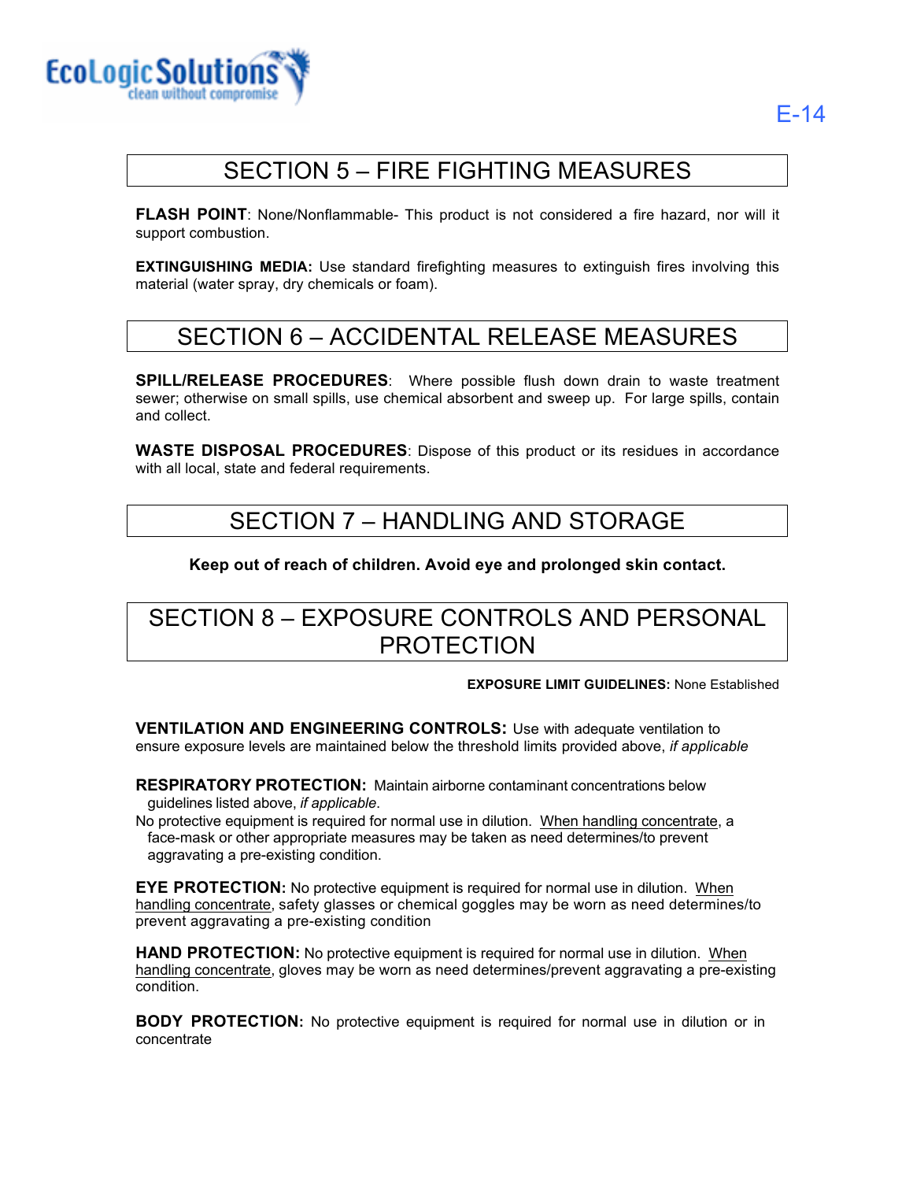## SECTION 5 – FIRE FIGHTING MEASURES

**FLASH POINT**: None/Nonflammable- This product is not considered a fire hazard, nor will it support combustion.

**EXTINGUISHING MEDIA:** Use standard firefighting measures to extinguish fires involving this material (water spray, dry chemicals or foam).

## SECTION 6 – ACCIDENTAL RELEASE MEASURES

**SPILL/RELEASE PROCEDURES**: Where possible flush down drain to waste treatment sewer; otherwise on small spills, use chemical absorbent and sweep up. For large spills, contain and collect.

**WASTE DISPOSAL PROCEDURES**: Dispose of this product or its residues in accordance with all local, state and federal requirements.

## SECTION 7 – HANDLING AND STORAGE

**Keep out of reach of children. Avoid eye and prolonged skin contact.**

## SECTION 8 – EXPOSURE CONTROLS AND PERSONAL PROTECTION

**EXPOSURE LIMIT GUIDELINES:** None Established

**VENTILATION AND ENGINEERING CONTROLS:** Use with adequate ventilation to ensure exposure levels are maintained below the threshold limits provided above, *if applicable*

**RESPIRATORY PROTECTION:** Maintain airborne contaminant concentrations below guidelines listed above, *if applicable*.
No protective equipment is required for normal use in dilution. When handling concentrate, a face-mask or other appropriate measures may be taken as need determines/to prevent aggravating a pre-existing condition.

**EYE PROTECTION:** No protective equipment is required for normal use in dilution. When handling concentrate, safety glasses or chemical goggles may be worn as need determines/to prevent aggravating a pre-existing condition

**HAND PROTECTION:** No protective equipment is required for normal use in dilution. When handling concentrate, gloves may be worn as need determines/prevent aggravating a pre-existing condition.

**BODY PROTECTION:** No protective equipment is required for normal use in dilution or in concentrate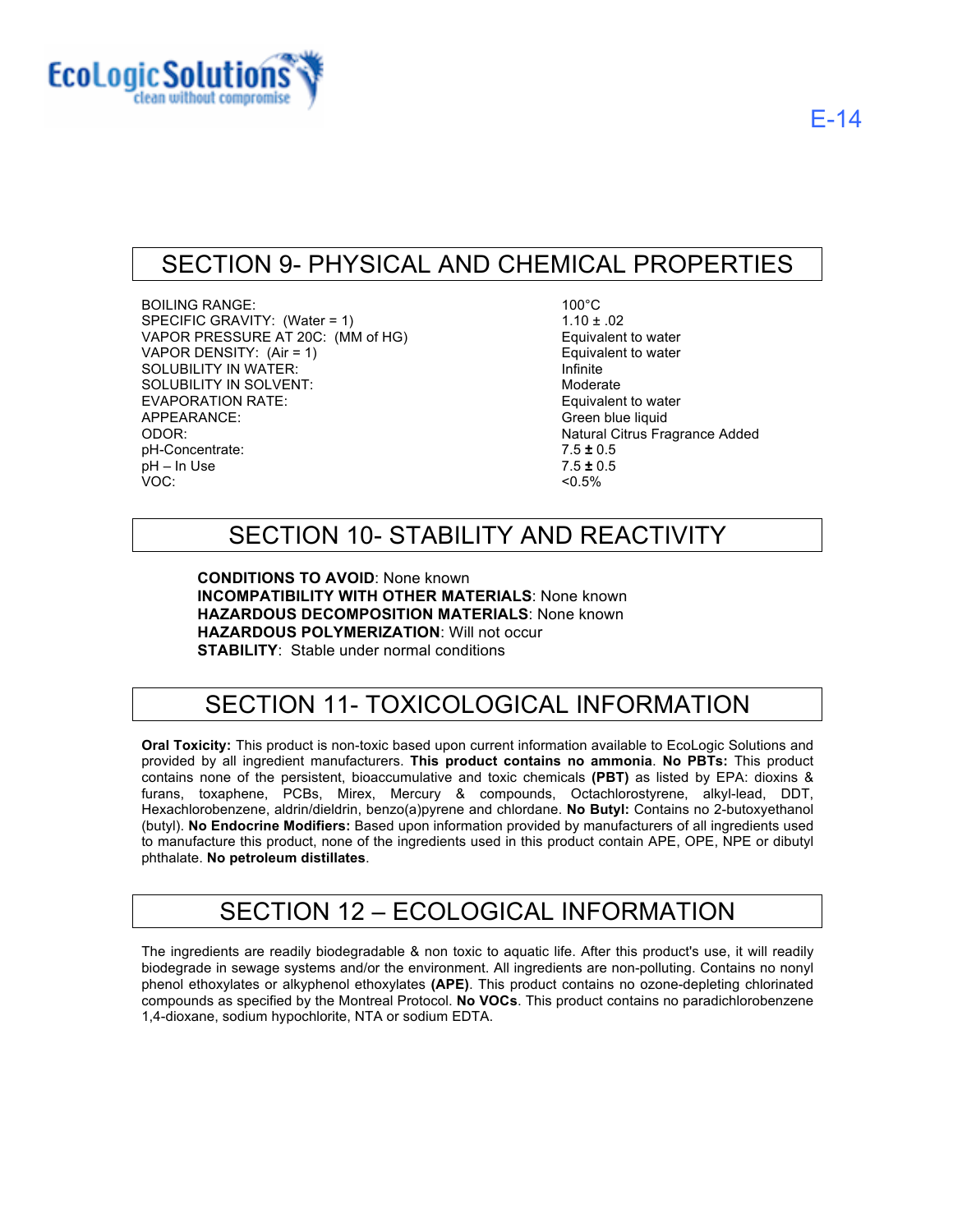E-14

## SECTION 9- PHYSICAL AND CHEMICAL PROPERTIES

| | |
|---|---|
| BOILING RANGE: | 100°C |
| SPECIFIC GRAVITY: (Water = 1) | 1.10 ± .02 |
| VAPOR PRESSURE AT 20C: (MM of HG) | Equivalent to water |
| VAPOR DENSITY: (Air = 1) | Equivalent to water |
| SOLUBILITY IN WATER: | Infinite |
| SOLUBILITY IN SOLVENT: | Moderate |
| EVAPORATION RATE: | Equivalent to water |
| APPEARANCE: | Green blue liquid |
| ODOR: | Natural Citrus Fragrance Added |
| pH-Concentrate: | 7.5 **±** 0.5 |
| pH – In Use | 7.5 **±** 0.5 |
| VOC: | <0.5% |

## SECTION 10- STABILITY AND REACTIVITY

**CONDITIONS TO AVOID**: None known
**INCOMPATIBILITY WITH OTHER MATERIALS**: None known
**HAZARDOUS DECOMPOSITION MATERIALS**: None known
**HAZARDOUS POLYMERIZATION**: Will not occur
**STABILITY**: Stable under normal conditions

## SECTION 11- TOXICOLOGICAL INFORMATION

**Oral Toxicity:** This product is non-toxic based upon current information available to EcoLogic Solutions and provided by all ingredient manufacturers. **This product contains no ammonia**. **No PBTs:** This product contains none of the persistent, bioaccumulative and toxic chemicals **(PBT)** as listed by EPA: dioxins & furans, toxaphene, PCBs, Mirex, Mercury & compounds, Octachlorostyrene, alkyl-lead, DDT, Hexachlorobenzene, aldrin/dieldrin, benzo(a)pyrene and chlordane. **No Butyl:** Contains no 2-butoxyethanol (butyl). **No Endocrine Modifiers:** Based upon information provided by manufacturers of all ingredients used to manufacture this product, none of the ingredients used in this product contain APE, OPE, NPE or dibutyl phthalate. **No petroleum distillates**.

## SECTION 12 – ECOLOGICAL INFORMATION

The ingredients are readily biodegradable & non toxic to aquatic life. After this product's use, it will readily biodegrade in sewage systems and/or the environment. All ingredients are non-polluting. Contains no nonyl phenol ethoxylates or alkyphenol ethoxylates **(APE)**. This product contains no ozone-depleting chlorinated compounds as specified by the Montreal Protocol. **No VOCs**. This product contains no paradichlorobenzene 1,4-dioxane, sodium hypochlorite, NTA or sodium EDTA.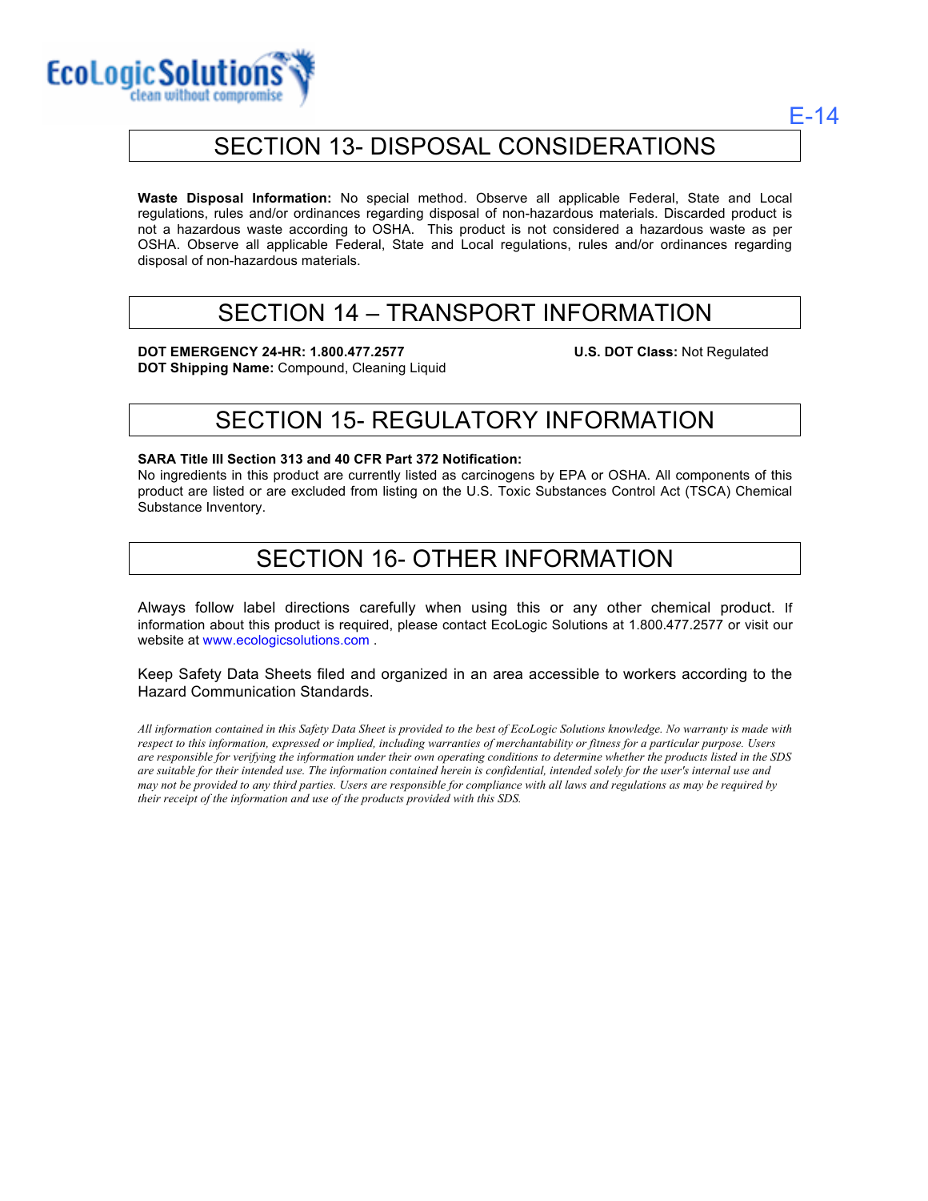## SECTION 13- DISPOSAL CONSIDERATIONS

**Waste Disposal Information:** No special method. Observe all applicable Federal, State and Local regulations, rules and/or ordinances regarding disposal of non-hazardous materials. Discarded product is not a hazardous waste according to OSHA. This product is not considered a hazardous waste as per OSHA. Observe all applicable Federal, State and Local regulations, rules and/or ordinances regarding disposal of non-hazardous materials.

## SECTION 14 – TRANSPORT INFORMATION

**DOT EMERGENCY 24-HR: 1.800.477.2577**
**DOT Shipping Name:** Compound, Cleaning Liquid
**U.S. DOT Class:** Not Regulated

## SECTION 15- REGULATORY INFORMATION

**SARA Title III Section 313 and 40 CFR Part 372 Notification:**
No ingredients in this product are currently listed as carcinogens by EPA or OSHA. All components of this product are listed or are excluded from listing on the U.S. Toxic Substances Control Act (TSCA) Chemical Substance Inventory.

## SECTION 16- OTHER INFORMATION

Always follow label directions carefully when using this or any other chemical product. If information about this product is required, please contact EcoLogic Solutions at 1.800.477.2577 or visit our website at www.ecologicsolutions.com .

Keep Safety Data Sheets filed and organized in an area accessible to workers according to the Hazard Communication Standards.

*All information contained in this Safety Data Sheet is provided to the best of EcoLogic Solutions knowledge. No warranty is made with respect to this information, expressed or implied, including warranties of merchantability or fitness for a particular purpose. Users are responsible for verifying the information under their own operating conditions to determine whether the products listed in the SDS are suitable for their intended use. The information contained herein is confidential, intended solely for the user's internal use and may not be provided to any third parties. Users are responsible for compliance with all laws and regulations as may be required by their receipt of the information and use of the products provided with this SDS.*